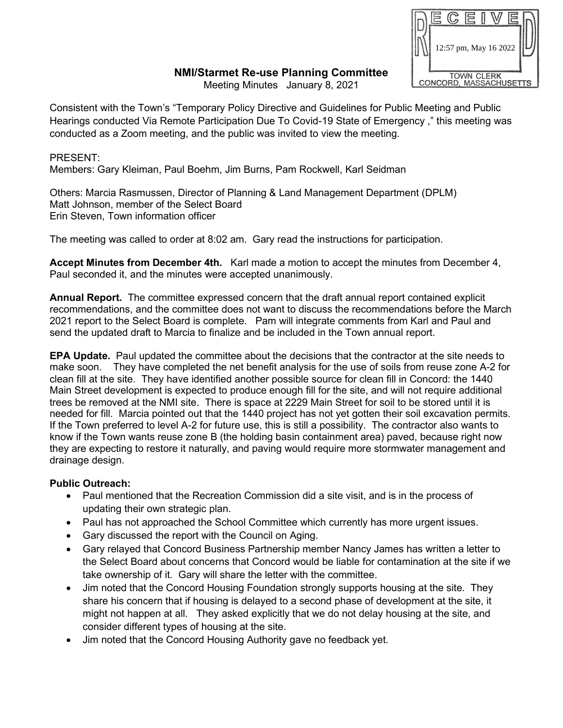RECEIVED
12:57 pm, May 16 2022
TOWN CLERK
CONCORD, MASSACHUSETTS

## NMI/Starmet Re-use Planning Committee

Meeting Minutes January 8, 2021

Consistent with the Town's "Temporary Policy Directive and Guidelines for Public Meeting and Public Hearings conducted Via Remote Participation Due To Covid-19 State of Emergency ," this meeting was conducted as a Zoom meeting, and the public was invited to view the meeting.

PRESENT:
Members: Gary Kleiman, Paul Boehm, Jim Burns, Pam Rockwell, Karl Seidman

Others: Marcia Rasmussen, Director of Planning & Land Management Department (DPLM)
Matt Johnson, member of the Select Board
Erin Steven, Town information officer

The meeting was called to order at 8:02 am. Gary read the instructions for participation.

**Accept Minutes from December 4th.** Karl made a motion to accept the minutes from December 4, Paul seconded it, and the minutes were accepted unanimously.

**Annual Report.** The committee expressed concern that the draft annual report contained explicit recommendations, and the committee does not want to discuss the recommendations before the March 2021 report to the Select Board is complete. Pam will integrate comments from Karl and Paul and send the updated draft to Marcia to finalize and be included in the Town annual report.

**EPA Update.** Paul updated the committee about the decisions that the contractor at the site needs to make soon. They have completed the net benefit analysis for the use of soils from reuse zone A-2 for clean fill at the site. They have identified another possible source for clean fill in Concord: the 1440 Main Street development is expected to produce enough fill for the site, and will not require additional trees be removed at the NMI site. There is space at 2229 Main Street for soil to be stored until it is needed for fill. Marcia pointed out that the 1440 project has not yet gotten their soil excavation permits. If the Town preferred to level A-2 for future use, this is still a possibility. The contractor also wants to know if the Town wants reuse zone B (the holding basin containment area) paved, because right now they are expecting to restore it naturally, and paving would require more stormwater management and drainage design.

**Public Outreach:**

- Paul mentioned that the Recreation Commission did a site visit, and is in the process of updating their own strategic plan.
- Paul has not approached the School Committee which currently has more urgent issues.
- Gary discussed the report with the Council on Aging.
- Gary relayed that Concord Business Partnership member Nancy James has written a letter to the Select Board about concerns that Concord would be liable for contamination at the site if we take ownership of it. Gary will share the letter with the committee.
- Jim noted that the Concord Housing Foundation strongly supports housing at the site. They share his concern that if housing is delayed to a second phase of development at the site, it might not happen at all. They asked explicitly that we do not delay housing at the site, and consider different types of housing at the site.
- Jim noted that the Concord Housing Authority gave no feedback yet.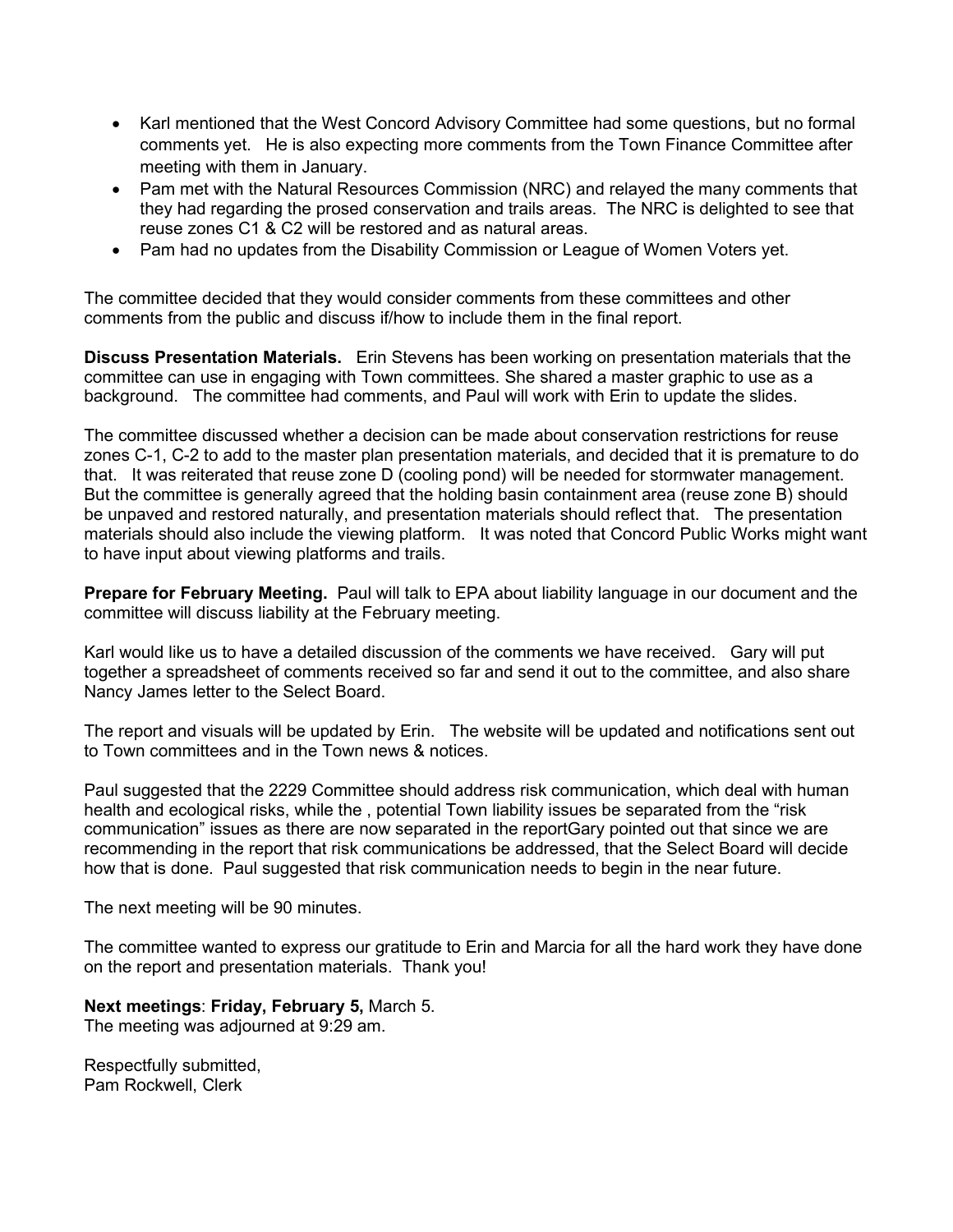- Karl mentioned that the West Concord Advisory Committee had some questions, but no formal comments yet. He is also expecting more comments from the Town Finance Committee after meeting with them in January.
- Pam met with the Natural Resources Commission (NRC) and relayed the many comments that they had regarding the prosed conservation and trails areas. The NRC is delighted to see that reuse zones C1 & C2 will be restored and as natural areas.
- Pam had no updates from the Disability Commission or League of Women Voters yet.

The committee decided that they would consider comments from these committees and other comments from the public and discuss if/how to include them in the final report.

**Discuss Presentation Materials.** Erin Stevens has been working on presentation materials that the committee can use in engaging with Town committees. She shared a master graphic to use as a background. The committee had comments, and Paul will work with Erin to update the slides.

The committee discussed whether a decision can be made about conservation restrictions for reuse zones C-1, C-2 to add to the master plan presentation materials, and decided that it is premature to do that. It was reiterated that reuse zone D (cooling pond) will be needed for stormwater management. But the committee is generally agreed that the holding basin containment area (reuse zone B) should be unpaved and restored naturally, and presentation materials should reflect that. The presentation materials should also include the viewing platform. It was noted that Concord Public Works might want to have input about viewing platforms and trails.

**Prepare for February Meeting.** Paul will talk to EPA about liability language in our document and the committee will discuss liability at the February meeting.

Karl would like us to have a detailed discussion of the comments we have received. Gary will put together a spreadsheet of comments received so far and send it out to the committee, and also share Nancy James letter to the Select Board.

The report and visuals will be updated by Erin. The website will be updated and notifications sent out to Town committees and in the Town news & notices.

Paul suggested that the 2229 Committee should address risk communication, which deal with human health and ecological risks, while the , potential Town liability issues be separated from the "risk communication" issues as there are now separated in the reportGary pointed out that since we are recommending in the report that risk communications be addressed, that the Select Board will decide how that is done. Paul suggested that risk communication needs to begin in the near future.

The next meeting will be 90 minutes.

The committee wanted to express our gratitude to Erin and Marcia for all the hard work they have done on the report and presentation materials. Thank you!

**Next meetings**: **Friday, February 5,** March 5.
The meeting was adjourned at 9:29 am.

Respectfully submitted,
Pam Rockwell, Clerk